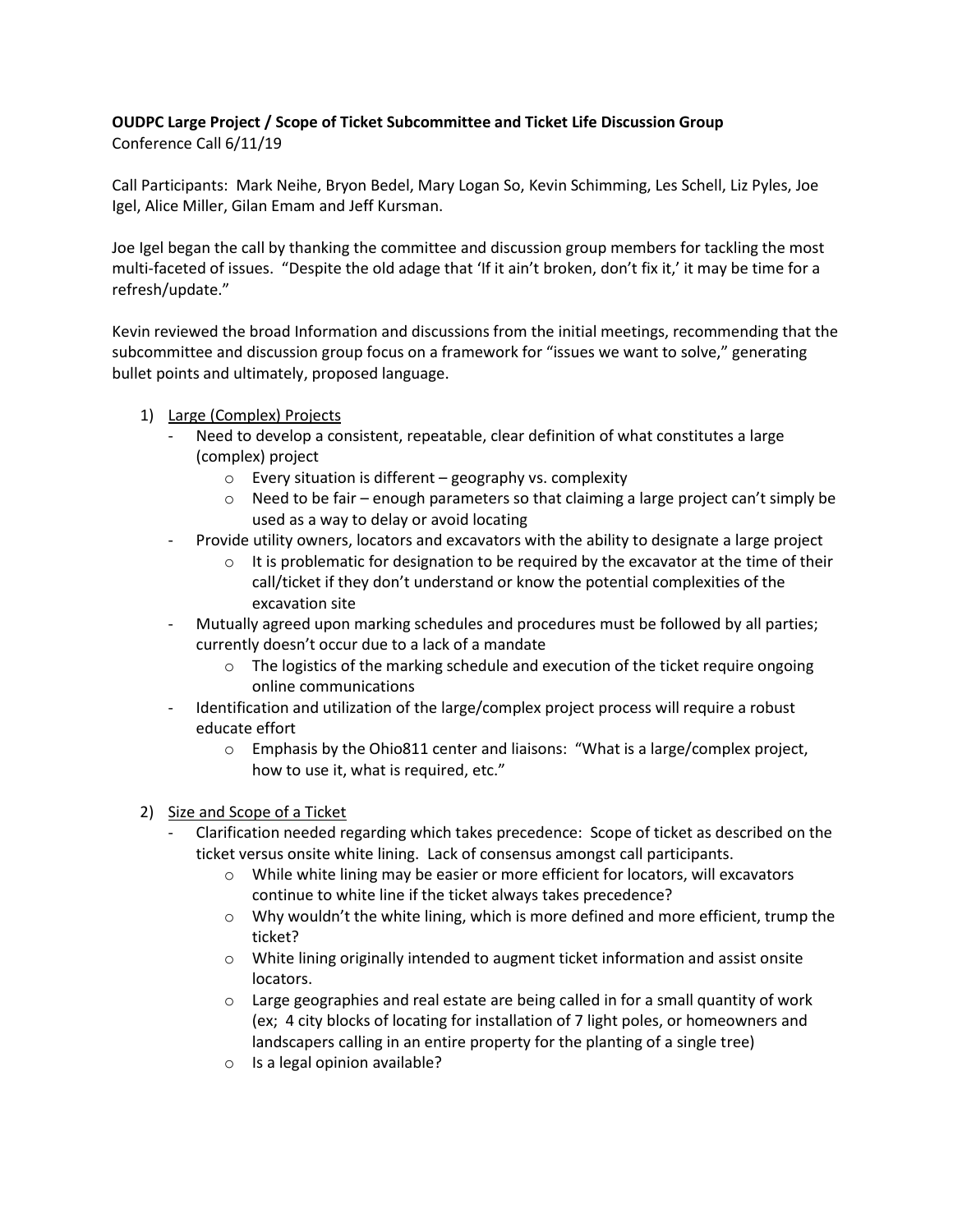**OUDPC Large Project / Scope of Ticket Subcommittee and Ticket Life Discussion Group**

Conference Call 6/11/19

Call Participants: Mark Neihe, Bryon Bedel, Mary Logan So, Kevin Schimming, Les Schell, Liz Pyles, Joe Igel, Alice Miller, Gilan Emam and Jeff Kursman.

Joe Igel began the call by thanking the committee and discussion group members for tackling the most multi-faceted of issues. "Despite the old adage that 'If it ain't broken, don't fix it,' it may be time for a refresh/update."

Kevin reviewed the broad Information and discussions from the initial meetings, recommending that the subcommittee and discussion group focus on a framework for "issues we want to solve," generating bullet points and ultimately, proposed language.

1) <u>Large (Complex) Projects</u>
   - Need to develop a consistent, repeatable, clear definition of what constitutes a large (complex) project
     - Every situation is different – geography vs. complexity
     - Need to be fair – enough parameters so that claiming a large project can't simply be used as a way to delay or avoid locating
   - Provide utility owners, locators and excavators with the ability to designate a large project
     - It is problematic for designation to be required by the excavator at the time of their call/ticket if they don't understand or know the potential complexities of the excavation site
   - Mutually agreed upon marking schedules and procedures must be followed by all parties; currently doesn't occur due to a lack of a mandate
     - The logistics of the marking schedule and execution of the ticket require ongoing online communications
   - Identification and utilization of the large/complex project process will require a robust educate effort
     - Emphasis by the Ohio811 center and liaisons: "What is a large/complex project, how to use it, what is required, etc."

2) <u>Size and Scope of a Ticket</u>
   - Clarification needed regarding which takes precedence: Scope of ticket as described on the ticket versus onsite white lining. Lack of consensus amongst call participants.
     - While white lining may be easier or more efficient for locators, will excavators continue to white line if the ticket always takes precedence?
     - Why wouldn't the white lining, which is more defined and more efficient, trump the ticket?
     - White lining originally intended to augment ticket information and assist onsite locators.
     - Large geographies and real estate are being called in for a small quantity of work (ex; 4 city blocks of locating for installation of 7 light poles, or homeowners and landscapers calling in an entire property for the planting of a single tree)
     - Is a legal opinion available?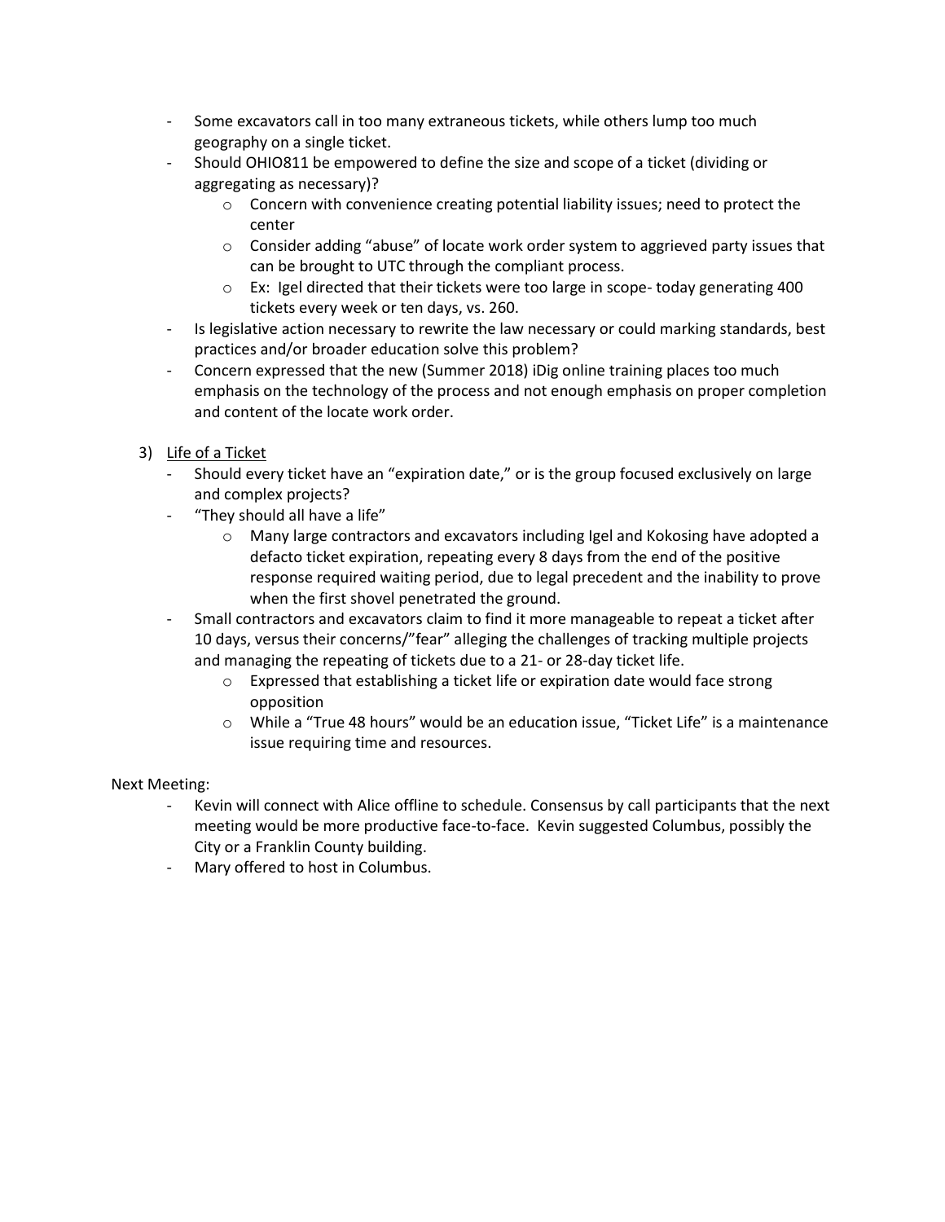- Some excavators call in too many extraneous tickets, while others lump too much geography on a single ticket.
- Should OHIO811 be empowered to define the size and scope of a ticket (dividing or aggregating as necessary)?
  - Concern with convenience creating potential liability issues; need to protect the center
  - Consider adding "abuse" of locate work order system to aggrieved party issues that can be brought to UTC through the compliant process.
  - Ex: Igel directed that their tickets were too large in scope- today generating 400 tickets every week or ten days, vs. 260.
- Is legislative action necessary to rewrite the law necessary or could marking standards, best practices and/or broader education solve this problem?
- Concern expressed that the new (Summer 2018) iDig online training places too much emphasis on the technology of the process and not enough emphasis on proper completion and content of the locate work order.

3) Life of a Ticket
- Should every ticket have an "expiration date," or is the group focused exclusively on large and complex projects?
- "They should all have a life"
  - Many large contractors and excavators including Igel and Kokosing have adopted a defacto ticket expiration, repeating every 8 days from the end of the positive response required waiting period, due to legal precedent and the inability to prove when the first shovel penetrated the ground.
- Small contractors and excavators claim to find it more manageable to repeat a ticket after 10 days, versus their concerns/"fear" alleging the challenges of tracking multiple projects and managing the repeating of tickets due to a 21- or 28-day ticket life.
  - Expressed that establishing a ticket life or expiration date would face strong opposition
  - While a "True 48 hours" would be an education issue, "Ticket Life" is a maintenance issue requiring time and resources.

Next Meeting:
- Kevin will connect with Alice offline to schedule. Consensus by call participants that the next meeting would be more productive face-to-face. Kevin suggested Columbus, possibly the City or a Franklin County building.
- Mary offered to host in Columbus.